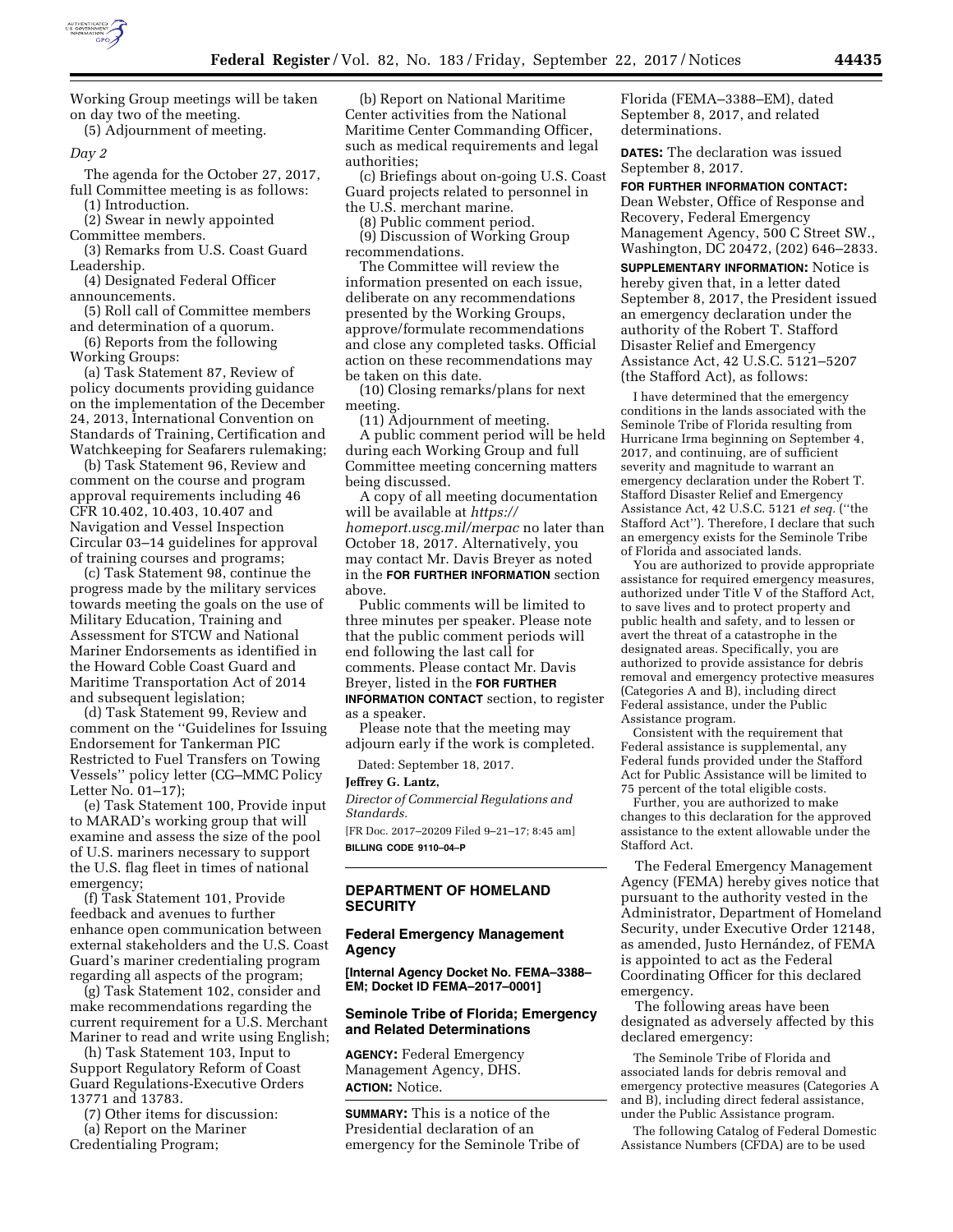Working Group meetings will be taken on day two of the meeting.

(5) Adjournment of meeting.

*Day 2*

The agenda for the October 27, 2017, full Committee meeting is as follows:

(1) Introduction.

(2) Swear in newly appointed Committee members.

(3) Remarks from U.S. Coast Guard Leadership.

(4) Designated Federal Officer announcements.

(5) Roll call of Committee members and determination of a quorum.

(6) Reports from the following Working Groups:

(a) Task Statement 87, Review of policy documents providing guidance on the implementation of the December 24, 2013, International Convention on Standards of Training, Certification and Watchkeeping for Seafarers rulemaking;

(b) Task Statement 96, Review and comment on the course and program approval requirements including 46 CFR 10.402, 10.403, 10.407 and Navigation and Vessel Inspection Circular 03–14 guidelines for approval of training courses and programs;

(c) Task Statement 98, continue the progress made by the military services towards meeting the goals on the use of Military Education, Training and Assessment for STCW and National Mariner Endorsements as identified in the Howard Coble Coast Guard and Maritime Transportation Act of 2014 and subsequent legislation;

(d) Task Statement 99, Review and comment on the ''Guidelines for Issuing Endorsement for Tankerman PIC Restricted to Fuel Transfers on Towing Vessels'' policy letter (CG–MMC Policy Letter No. 01–17);

(e) Task Statement 100, Provide input to MARAD's working group that will examine and assess the size of the pool of U.S. mariners necessary to support the U.S. flag fleet in times of national emergency;

(f) Task Statement 101, Provide feedback and avenues to further enhance open communication between external stakeholders and the U.S. Coast Guard's mariner credentialing program regarding all aspects of the program;

(g) Task Statement 102, consider and make recommendations regarding the current requirement for a U.S. Merchant Mariner to read and write using English;

(h) Task Statement 103, Input to Support Regulatory Reform of Coast Guard Regulations-Executive Orders 13771 and 13783.

(7) Other items for discussion:

(a) Report on the Mariner Credentialing Program;

(b) Report on National Maritime Center activities from the National Maritime Center Commanding Officer, such as medical requirements and legal authorities;

(c) Briefings about on-going U.S. Coast Guard projects related to personnel in the U.S. merchant marine.

(8) Public comment period.

(9) Discussion of Working Group recommendations.

The Committee will review the information presented on each issue, deliberate on any recommendations presented by the Working Groups, approve/formulate recommendations and close any completed tasks. Official action on these recommendations may be taken on this date.

(10) Closing remarks/plans for next meeting.

(11) Adjournment of meeting.

A public comment period will be held during each Working Group and full Committee meeting concerning matters being discussed.

A copy of all meeting documentation will be available at *https://homeport.uscg.mil/merpac* no later than October 18, 2017. Alternatively, you may contact Mr. Davis Breyer as noted in the **FOR FURTHER INFORMATION** section above.

Public comments will be limited to three minutes per speaker. Please note that the public comment periods will end following the last call for comments. Please contact Mr. Davis Breyer, listed in the **FOR FURTHER INFORMATION CONTACT** section, to register as a speaker.

Please note that the meeting may adjourn early if the work is completed.

Dated: September 18, 2017.

**Jeffrey G. Lantz,**

*Director of Commercial Regulations and Standards.*

[FR Doc. 2017–20209 Filed 9–21–17; 8:45 am]

**BILLING CODE 9110–04–P**

## DEPARTMENT OF HOMELAND SECURITY

### Federal Emergency Management Agency

**[Internal Agency Docket No. FEMA–3388–EM; Docket ID FEMA–2017–0001]**

### Seminole Tribe of Florida; Emergency and Related Determinations

**AGENCY:** Federal Emergency Management Agency, DHS.

**ACTION:** Notice.

**SUMMARY:** This is a notice of the Presidential declaration of an emergency for the Seminole Tribe of Florida (FEMA–3388–EM), dated September 8, 2017, and related determinations.

**DATES:** The declaration was issued September 8, 2017.

**FOR FURTHER INFORMATION CONTACT:** Dean Webster, Office of Response and Recovery, Federal Emergency Management Agency, 500 C Street SW., Washington, DC 20472, (202) 646–2833.

**SUPPLEMENTARY INFORMATION:** Notice is hereby given that, in a letter dated September 8, 2017, the President issued an emergency declaration under the authority of the Robert T. Stafford Disaster Relief and Emergency Assistance Act, 42 U.S.C. 5121–5207 (the Stafford Act), as follows:

I have determined that the emergency conditions in the lands associated with the Seminole Tribe of Florida resulting from Hurricane Irma beginning on September 4, 2017, and continuing, are of sufficient severity and magnitude to warrant an emergency declaration under the Robert T. Stafford Disaster Relief and Emergency Assistance Act, 42 U.S.C. 5121 *et seq.* (''the Stafford Act''). Therefore, I declare that such an emergency exists for the Seminole Tribe of Florida and associated lands.

You are authorized to provide appropriate assistance for required emergency measures, authorized under Title V of the Stafford Act, to save lives and to protect property and public health and safety, and to lessen or avert the threat of a catastrophe in the designated areas. Specifically, you are authorized to provide assistance for debris removal and emergency protective measures (Categories A and B), including direct Federal assistance, under the Public Assistance program.

Consistent with the requirement that Federal assistance is supplemental, any Federal funds provided under the Stafford Act for Public Assistance will be limited to 75 percent of the total eligible costs.

Further, you are authorized to make changes to this declaration for the approved assistance to the extent allowable under the Stafford Act.

The Federal Emergency Management Agency (FEMA) hereby gives notice that pursuant to the authority vested in the Administrator, Department of Homeland Security, under Executive Order 12148, as amended, Justo Hernández, of FEMA is appointed to act as the Federal Coordinating Officer for this declared emergency.

The following areas have been designated as adversely affected by this declared emergency:

The Seminole Tribe of Florida and associated lands for debris removal and emergency protective measures (Categories A and B), including direct federal assistance, under the Public Assistance program.

The following Catalog of Federal Domestic Assistance Numbers (CFDA) are to be used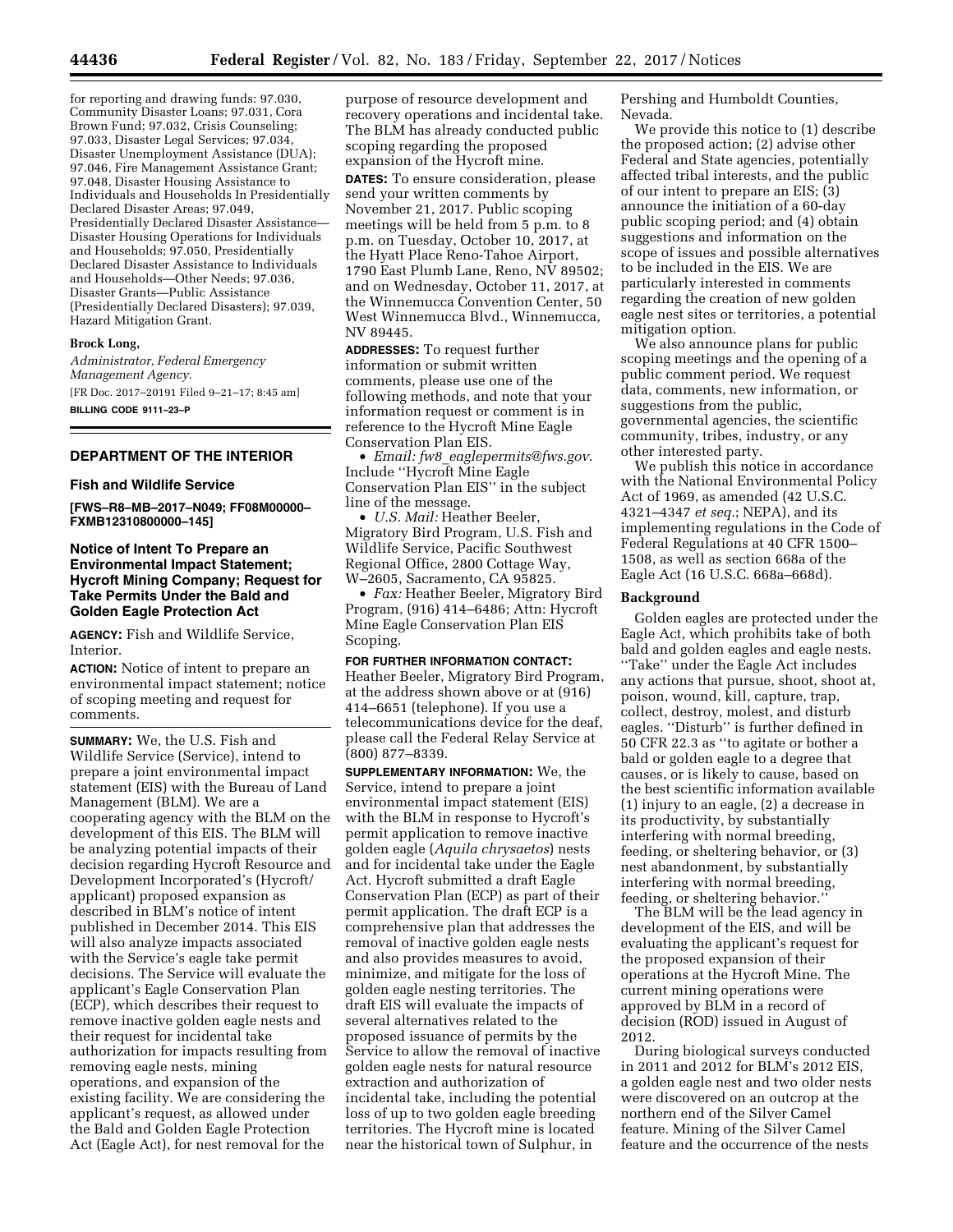for reporting and drawing funds: 97.030, Community Disaster Loans; 97.031, Cora Brown Fund; 97.032, Crisis Counseling; 97.033, Disaster Legal Services; 97.034, Disaster Unemployment Assistance (DUA); 97.046, Fire Management Assistance Grant; 97.048, Disaster Housing Assistance to Individuals and Households In Presidentially Declared Disaster Areas; 97.049, Presidentially Declared Disaster Assistance—Disaster Housing Operations for Individuals and Households; 97.050, Presidentially Declared Disaster Assistance to Individuals and Households—Other Needs; 97.036, Disaster Grants—Public Assistance (Presidentially Declared Disasters); 97.039, Hazard Mitigation Grant.

**Brock Long,**

*Administrator, Federal Emergency Management Agency.*

[FR Doc. 2017–20191 Filed 9–21–17; 8:45 am]

**BILLING CODE 9111–23–P**

## DEPARTMENT OF THE INTERIOR

### Fish and Wildlife Service

**[FWS–R8–MB–2017–N049; FF08M00000–FXMB12310800000–145]**

### Notice of Intent To Prepare an Environmental Impact Statement; Hycroft Mining Company; Request for Take Permits Under the Bald and Golden Eagle Protection Act

**AGENCY:** Fish and Wildlife Service, Interior.

**ACTION:** Notice of intent to prepare an environmental impact statement; notice of scoping meeting and request for comments.

**SUMMARY:** We, the U.S. Fish and Wildlife Service (Service), intend to prepare a joint environmental impact statement (EIS) with the Bureau of Land Management (BLM). We are a cooperating agency with the BLM on the development of this EIS. The BLM will be analyzing potential impacts of their decision regarding Hycroft Resource and Development Incorporated's (Hycroft/applicant) proposed expansion as described in BLM's notice of intent published in December 2014. This EIS will also analyze impacts associated with the Service's eagle take permit decisions. The Service will evaluate the applicant's Eagle Conservation Plan (ECP), which describes their request to remove inactive golden eagle nests and their request for incidental take authorization for impacts resulting from removing eagle nests, mining operations, and expansion of the existing facility. We are considering the applicant's request, as allowed under the Bald and Golden Eagle Protection Act (Eagle Act), for nest removal for the purpose of resource development and recovery operations and incidental take. The BLM has already conducted public scoping regarding the proposed expansion of the Hycroft mine.

**DATES:** To ensure consideration, please send your written comments by November 21, 2017. Public scoping meetings will be held from 5 p.m. to 8 p.m. on Tuesday, October 10, 2017, at the Hyatt Place Reno-Tahoe Airport, 1790 East Plumb Lane, Reno, NV 89502; and on Wednesday, October 11, 2017, at the Winnemucca Convention Center, 50 West Winnemucca Blvd., Winnemucca, NV 89445.

**ADDRESSES:** To request further information or submit written comments, please use one of the following methods, and note that your information request or comment is in reference to the Hycroft Mine Eagle Conservation Plan EIS.

- *Email: fw8_eaglepermits@fws.gov*. Include ''Hycroft Mine Eagle Conservation Plan EIS'' in the subject line of the message.
- *U.S. Mail:* Heather Beeler, Migratory Bird Program, U.S. Fish and Wildlife Service, Pacific Southwest Regional Office, 2800 Cottage Way, W–2605, Sacramento, CA 95825.
- *Fax:* Heather Beeler, Migratory Bird Program, (916) 414–6486; Attn: Hycroft Mine Eagle Conservation Plan EIS Scoping.

**FOR FURTHER INFORMATION CONTACT:** Heather Beeler, Migratory Bird Program, at the address shown above or at (916) 414–6651 (telephone). If you use a telecommunications device for the deaf, please call the Federal Relay Service at (800) 877–8339.

**SUPPLEMENTARY INFORMATION:** We, the Service, intend to prepare a joint environmental impact statement (EIS) with the BLM in response to Hycroft's permit application to remove inactive golden eagle (*Aquila chrysaetos*) nests and for incidental take under the Eagle Act. Hycroft submitted a draft Eagle Conservation Plan (ECP) as part of their permit application. The draft ECP is a comprehensive plan that addresses the removal of inactive golden eagle nests and also provides measures to avoid, minimize, and mitigate for the loss of golden eagle nesting territories. The draft EIS will evaluate the impacts of several alternatives related to the proposed issuance of permits by the Service to allow the removal of inactive golden eagle nests for natural resource extraction and authorization of incidental take, including the potential loss of up to two golden eagle breeding territories. The Hycroft mine is located near the historical town of Sulphur, in Pershing and Humboldt Counties, Nevada.

We provide this notice to (1) describe the proposed action; (2) advise other Federal and State agencies, potentially affected tribal interests, and the public of our intent to prepare an EIS; (3) announce the initiation of a 60-day public scoping period; and (4) obtain suggestions and information on the scope of issues and possible alternatives to be included in the EIS. We are particularly interested in comments regarding the creation of new golden eagle nest sites or territories, a potential mitigation option.

We also announce plans for public scoping meetings and the opening of a public comment period. We request data, comments, new information, or suggestions from the public, governmental agencies, the scientific community, tribes, industry, or any other interested party.

We publish this notice in accordance with the National Environmental Policy Act of 1969, as amended (42 U.S.C. 4321–4347 *et seq.*; NEPA), and its implementing regulations in the Code of Federal Regulations at 40 CFR 1500–1508, as well as section 668a of the Eagle Act (16 U.S.C. 668a–668d).

#### Background

Golden eagles are protected under the Eagle Act, which prohibits take of both bald and golden eagles and eagle nests. ''Take'' under the Eagle Act includes any actions that pursue, shoot, shoot at, poison, wound, kill, capture, trap, collect, destroy, molest, and disturb eagles. ''Disturb'' is further defined in 50 CFR 22.3 as ''to agitate or bother a bald or golden eagle to a degree that causes, or is likely to cause, based on the best scientific information available (1) injury to an eagle, (2) a decrease in its productivity, by substantially interfering with normal breeding, feeding, or sheltering behavior, or (3) nest abandonment, by substantially interfering with normal breeding, feeding, or sheltering behavior.''

The BLM will be the lead agency in development of the EIS, and will be evaluating the applicant's request for the proposed expansion of their operations at the Hycroft Mine. The current mining operations were approved by BLM in a record of decision (ROD) issued in August of 2012.

During biological surveys conducted in 2011 and 2012 for BLM's 2012 EIS, a golden eagle nest and two older nests were discovered on an outcrop at the northern end of the Silver Camel feature. Mining of the Silver Camel feature and the occurrence of the nests